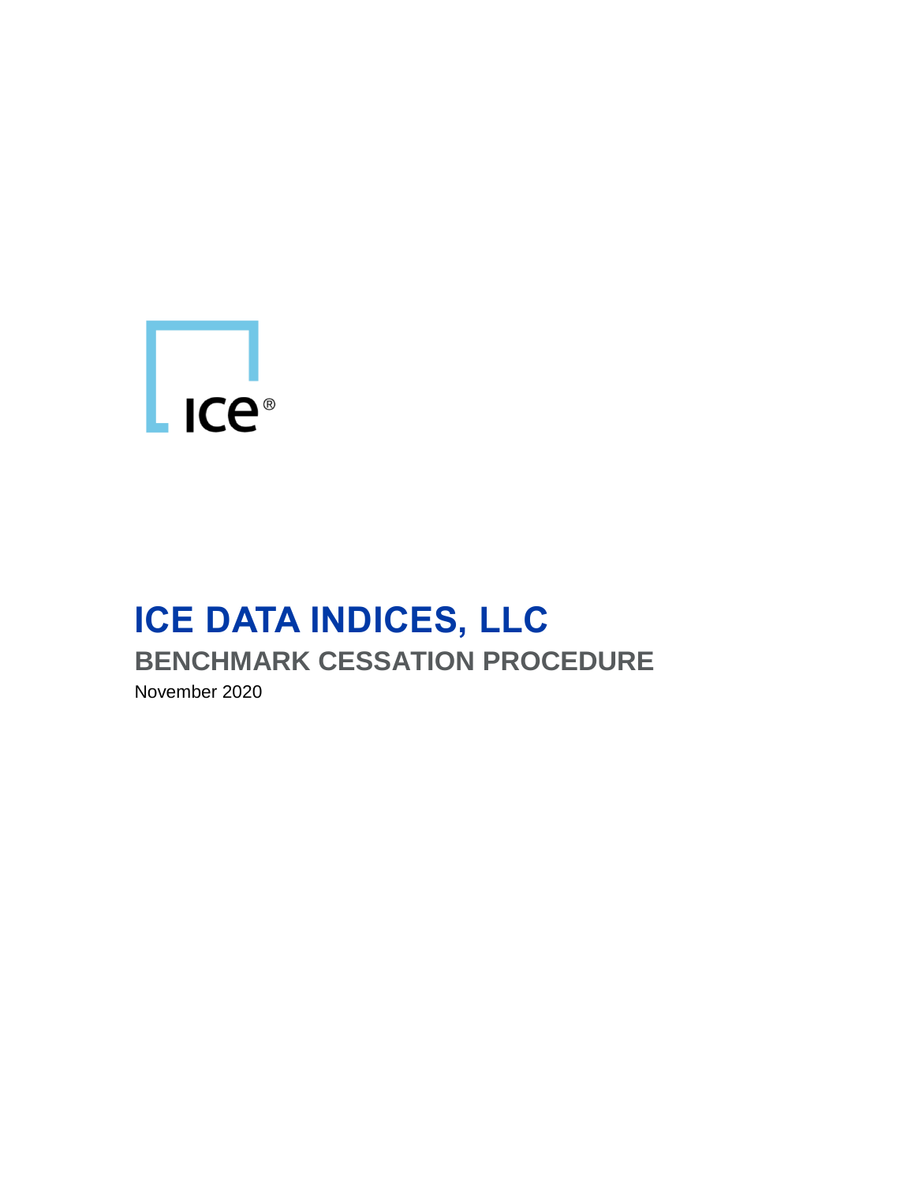# ICE DATA INDICES, LLC

## BENCHMARK CESSATION PROCEDURE

November 2020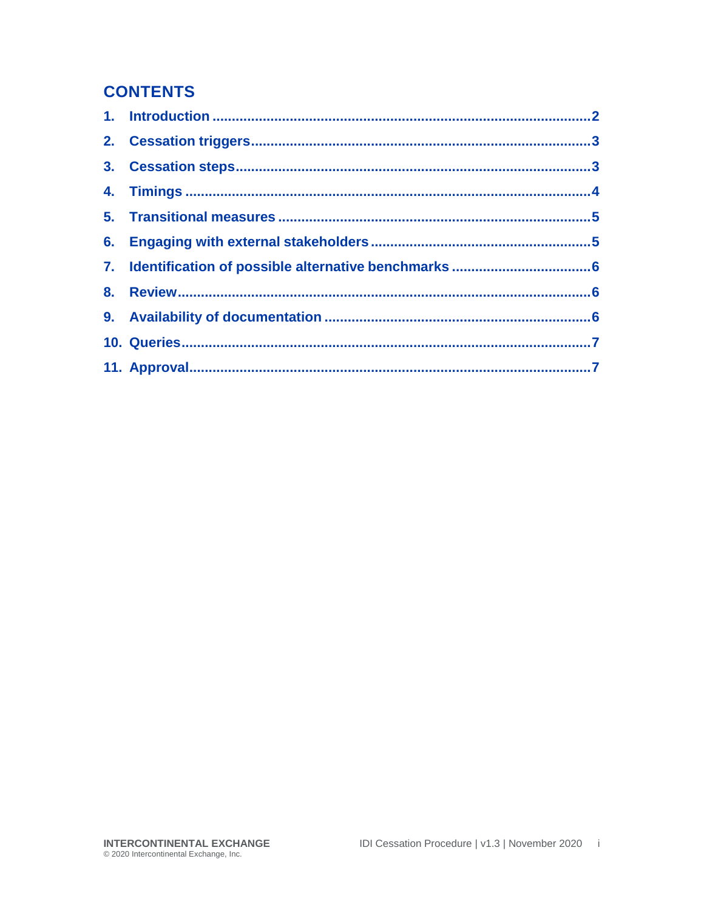## CONTENTS

1. Introduction ................................................................................................2
2. Cessation triggers......................................................................................3
3. Cessation steps..........................................................................................3
4. Timings .......................................................................................................4
5. Transitional measures ...............................................................................5
6. Engaging with external stakeholders .......................................................5
7. Identification of possible alternative benchmarks ...................................6
8. Review.........................................................................................................6
9. Availability of documentation ...................................................................6
10. Queries........................................................................................................7
11. Approval......................................................................................................7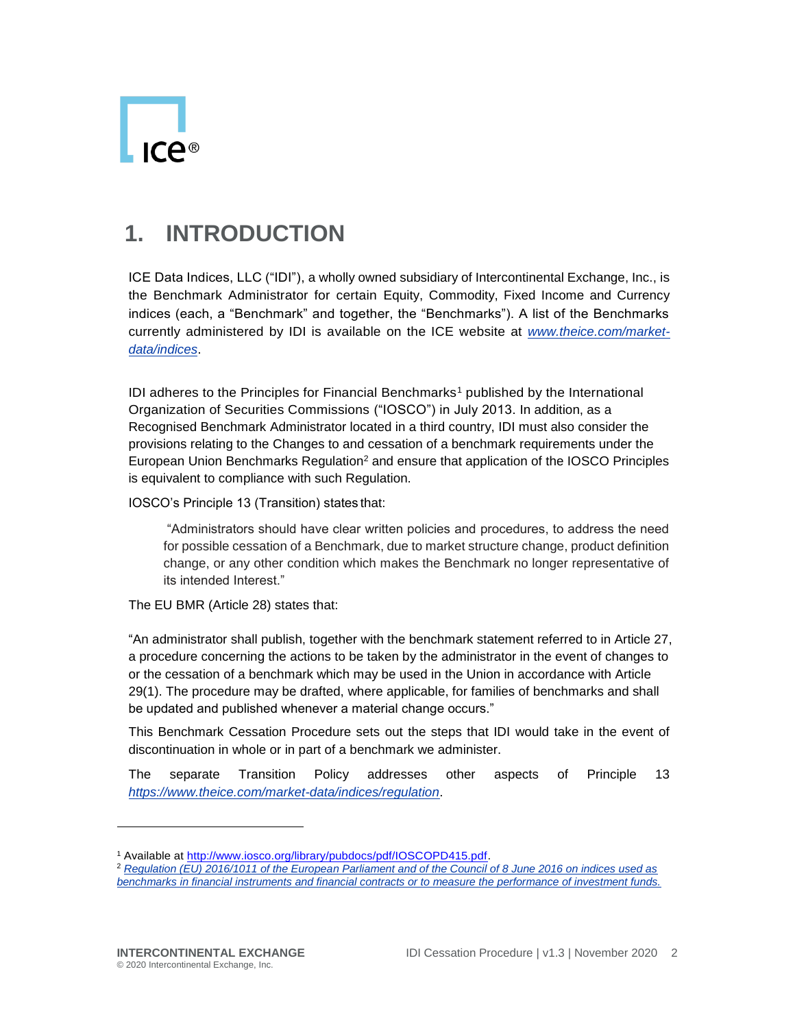# 1. INTRODUCTION

ICE Data Indices, LLC ("IDI"), a wholly owned subsidiary of Intercontinental Exchange, Inc., is the Benchmark Administrator for certain Equity, Commodity, Fixed Income and Currency indices (each, a "Benchmark" and together, the "Benchmarks"). A list of the Benchmarks currently administered by IDI is available on the ICE website at *www.theice.com/market-data/indices*.

IDI adheres to the Principles for Financial Benchmarks[1] published by the International Organization of Securities Commissions ("IOSCO") in July 2013. In addition, as a Recognised Benchmark Administrator located in a third country, IDI must also consider the provisions relating to the Changes to and cessation of a benchmark requirements under the European Union Benchmarks Regulation[2] and ensure that application of the IOSCO Principles is equivalent to compliance with such Regulation.

IOSCO's Principle 13 (Transition) states that:

> "Administrators should have clear written policies and procedures, to address the need for possible cessation of a Benchmark, due to market structure change, product definition change, or any other condition which makes the Benchmark no longer representative of its intended Interest."

The EU BMR (Article 28) states that:

"An administrator shall publish, together with the benchmark statement referred to in Article 27, a procedure concerning the actions to be taken by the administrator in the event of changes to or the cessation of a benchmark which may be used in the Union in accordance with Article 29(1). The procedure may be drafted, where applicable, for families of benchmarks and shall be updated and published whenever a material change occurs."

This Benchmark Cessation Procedure sets out the steps that IDI would take in the event of discontinuation in whole or in part of a benchmark we administer.

The separate Transition Policy addresses other aspects of Principle 13 *https://www.theice.com/market-data/indices/regulation*.

---

[1] Available at http://www.iosco.org/library/pubdocs/pdf/IOSCOPD415.pdf.

[2] *Regulation (EU) 2016/1011 of the European Parliament and of the Council of 8 June 2016 on indices used as benchmarks in financial instruments and financial contracts or to measure the performance of investment funds.*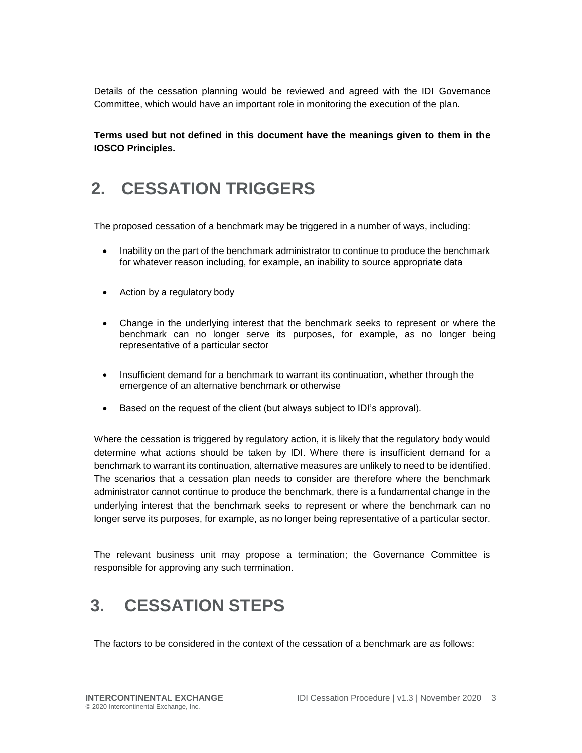Details of the cessation planning would be reviewed and agreed with the IDI Governance Committee, which would have an important role in monitoring the execution of the plan.

**Terms used but not defined in this document have the meanings given to them in the IOSCO Principles.**

## 2. CESSATION TRIGGERS

The proposed cessation of a benchmark may be triggered in a number of ways, including:

- Inability on the part of the benchmark administrator to continue to produce the benchmark for whatever reason including, for example, an inability to source appropriate data
- Action by a regulatory body
- Change in the underlying interest that the benchmark seeks to represent or where the benchmark can no longer serve its purposes, for example, as no longer being representative of a particular sector
- Insufficient demand for a benchmark to warrant its continuation, whether through the emergence of an alternative benchmark or otherwise
- Based on the request of the client (but always subject to IDI's approval).

Where the cessation is triggered by regulatory action, it is likely that the regulatory body would determine what actions should be taken by IDI. Where there is insufficient demand for a benchmark to warrant its continuation, alternative measures are unlikely to need to be identified. The scenarios that a cessation plan needs to consider are therefore where the benchmark administrator cannot continue to produce the benchmark, there is a fundamental change in the underlying interest that the benchmark seeks to represent or where the benchmark can no longer serve its purposes, for example, as no longer being representative of a particular sector.

The relevant business unit may propose a termination; the Governance Committee is responsible for approving any such termination.

## 3. CESSATION STEPS

The factors to be considered in the context of the cessation of a benchmark are as follows: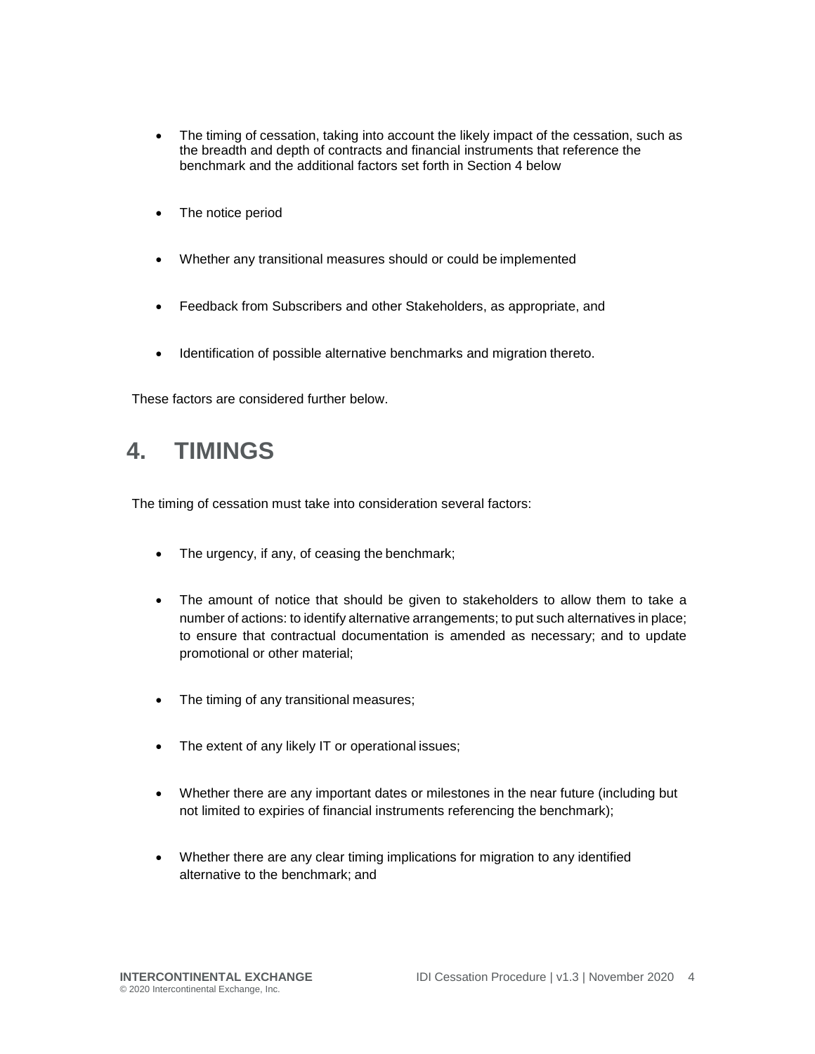- The timing of cessation, taking into account the likely impact of the cessation, such as the breadth and depth of contracts and financial instruments that reference the benchmark and the additional factors set forth in Section 4 below

- The notice period

- Whether any transitional measures should or could be implemented

- Feedback from Subscribers and other Stakeholders, as appropriate, and

- Identification of possible alternative benchmarks and migration thereto.

These factors are considered further below.

# 4. TIMINGS

The timing of cessation must take into consideration several factors:

- The urgency, if any, of ceasing the benchmark;

- The amount of notice that should be given to stakeholders to allow them to take a number of actions: to identify alternative arrangements; to put such alternatives in place; to ensure that contractual documentation is amended as necessary; and to update promotional or other material;

- The timing of any transitional measures;

- The extent of any likely IT or operational issues;

- Whether there are any important dates or milestones in the near future (including but not limited to expiries of financial instruments referencing the benchmark);

- Whether there are any clear timing implications for migration to any identified alternative to the benchmark; and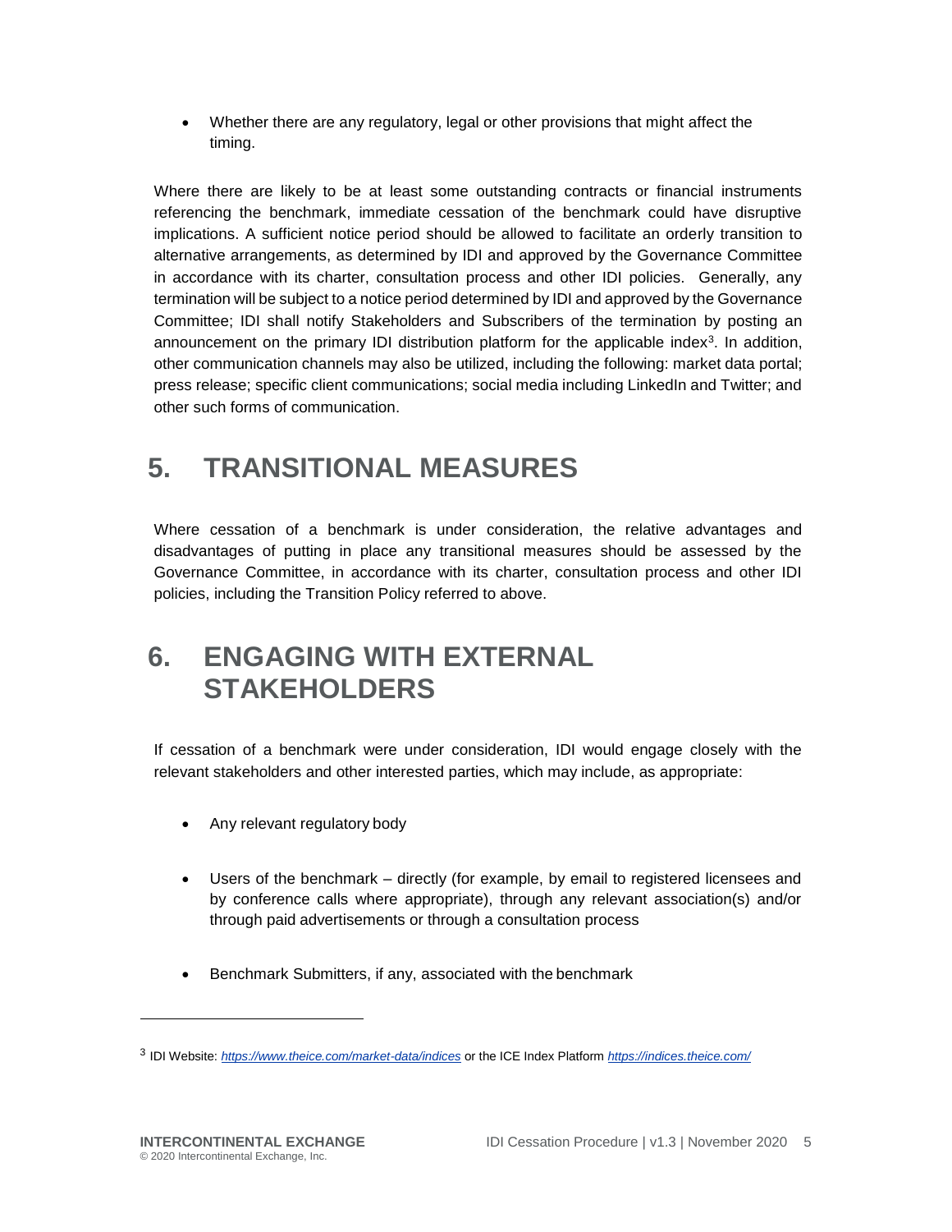- Whether there are any regulatory, legal or other provisions that might affect the timing.

Where there are likely to be at least some outstanding contracts or financial instruments referencing the benchmark, immediate cessation of the benchmark could have disruptive implications. A sufficient notice period should be allowed to facilitate an orderly transition to alternative arrangements, as determined by IDI and approved by the Governance Committee in accordance with its charter, consultation process and other IDI policies. Generally, any termination will be subject to a notice period determined by IDI and approved by the Governance Committee; IDI shall notify Stakeholders and Subscribers of the termination by posting an announcement on the primary IDI distribution platform for the applicable index[3]. In addition, other communication channels may also be utilized, including the following: market data portal; press release; specific client communications; social media including LinkedIn and Twitter; and other such forms of communication.

# 5. TRANSITIONAL MEASURES

Where cessation of a benchmark is under consideration, the relative advantages and disadvantages of putting in place any transitional measures should be assessed by the Governance Committee, in accordance with its charter, consultation process and other IDI policies, including the Transition Policy referred to above.

# 6. ENGAGING WITH EXTERNAL STAKEHOLDERS

If cessation of a benchmark were under consideration, IDI would engage closely with the relevant stakeholders and other interested parties, which may include, as appropriate:

- Any relevant regulatory body
- Users of the benchmark – directly (for example, by email to registered licensees and by conference calls where appropriate), through any relevant association(s) and/or through paid advertisements or through a consultation process
- Benchmark Submitters, if any, associated with the benchmark

---

[3] IDI Website: *https://www.theice.com/market-data/indices* or the ICE Index Platform *https://indices.theice.com/*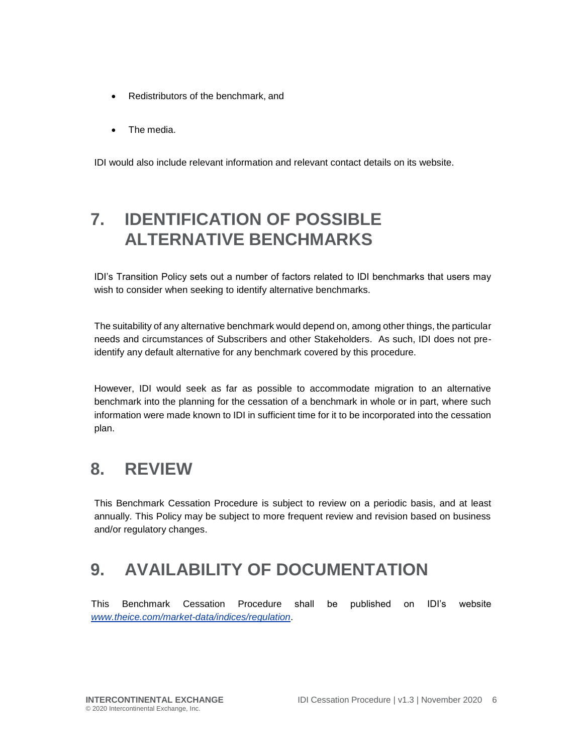- Redistributors of the benchmark, and
- The media.

IDI would also include relevant information and relevant contact details on its website.

# 7. IDENTIFICATION OF POSSIBLE ALTERNATIVE BENCHMARKS

IDI's Transition Policy sets out a number of factors related to IDI benchmarks that users may wish to consider when seeking to identify alternative benchmarks.

The suitability of any alternative benchmark would depend on, among other things, the particular needs and circumstances of Subscribers and other Stakeholders. As such, IDI does not pre-identify any default alternative for any benchmark covered by this procedure.

However, IDI would seek as far as possible to accommodate migration to an alternative benchmark into the planning for the cessation of a benchmark in whole or in part, where such information were made known to IDI in sufficient time for it to be incorporated into the cessation plan.

# 8. REVIEW

This Benchmark Cessation Procedure is subject to review on a periodic basis, and at least annually. This Policy may be subject to more frequent review and revision based on business and/or regulatory changes.

# 9. AVAILABILITY OF DOCUMENTATION

This Benchmark Cessation Procedure shall be published on IDI's website *www.theice.com/market-data/indices/regulation*.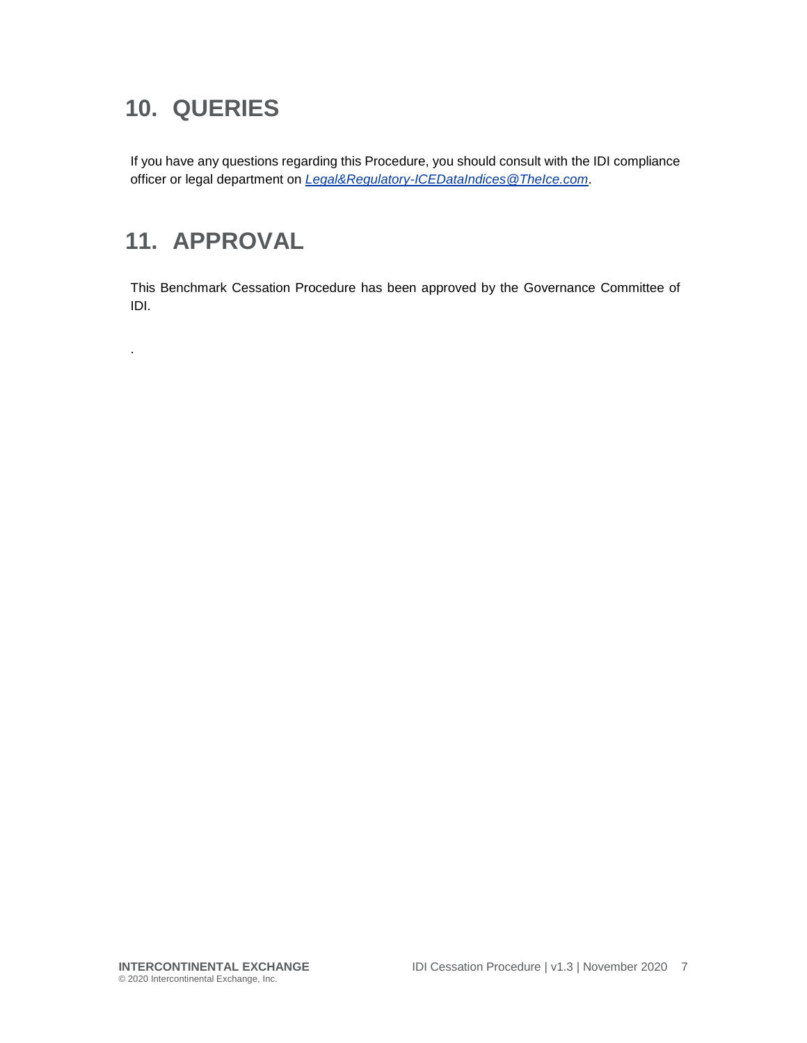## 10. QUERIES

If you have any questions regarding this Procedure, you should consult with the IDI compliance officer or legal department on *Legal&Regulatory-ICEDataIndices@TheIce.com*.

## 11. APPROVAL

This Benchmark Cessation Procedure has been approved by the Governance Committee of IDI.

.